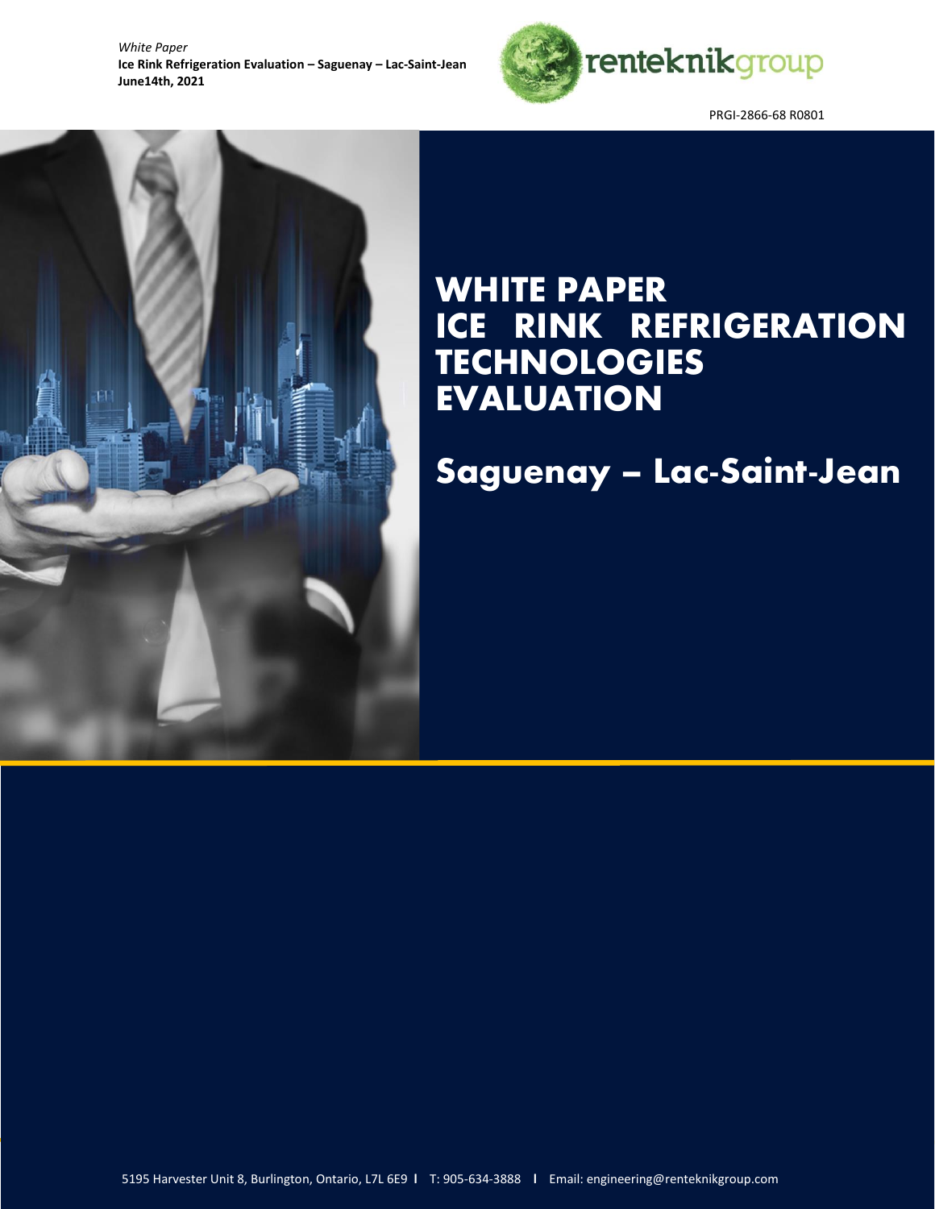*White Paper*
**Ice Rink Refrigeration Evaluation – Saguenay – Lac-Saint-Jean**
**June14th, 2021**

renteknikgroup

PRGI-2866-68 R0801

# WHITE PAPER ICE RINK REFRIGERATION TECHNOLOGIES EVALUATION

## Saguenay – Lac-Saint-Jean

5195 Harvester Unit 8, Burlington, Ontario, L7L 6E9 I T: 905-634-3888 I Email: engineering@renteknikgroup.com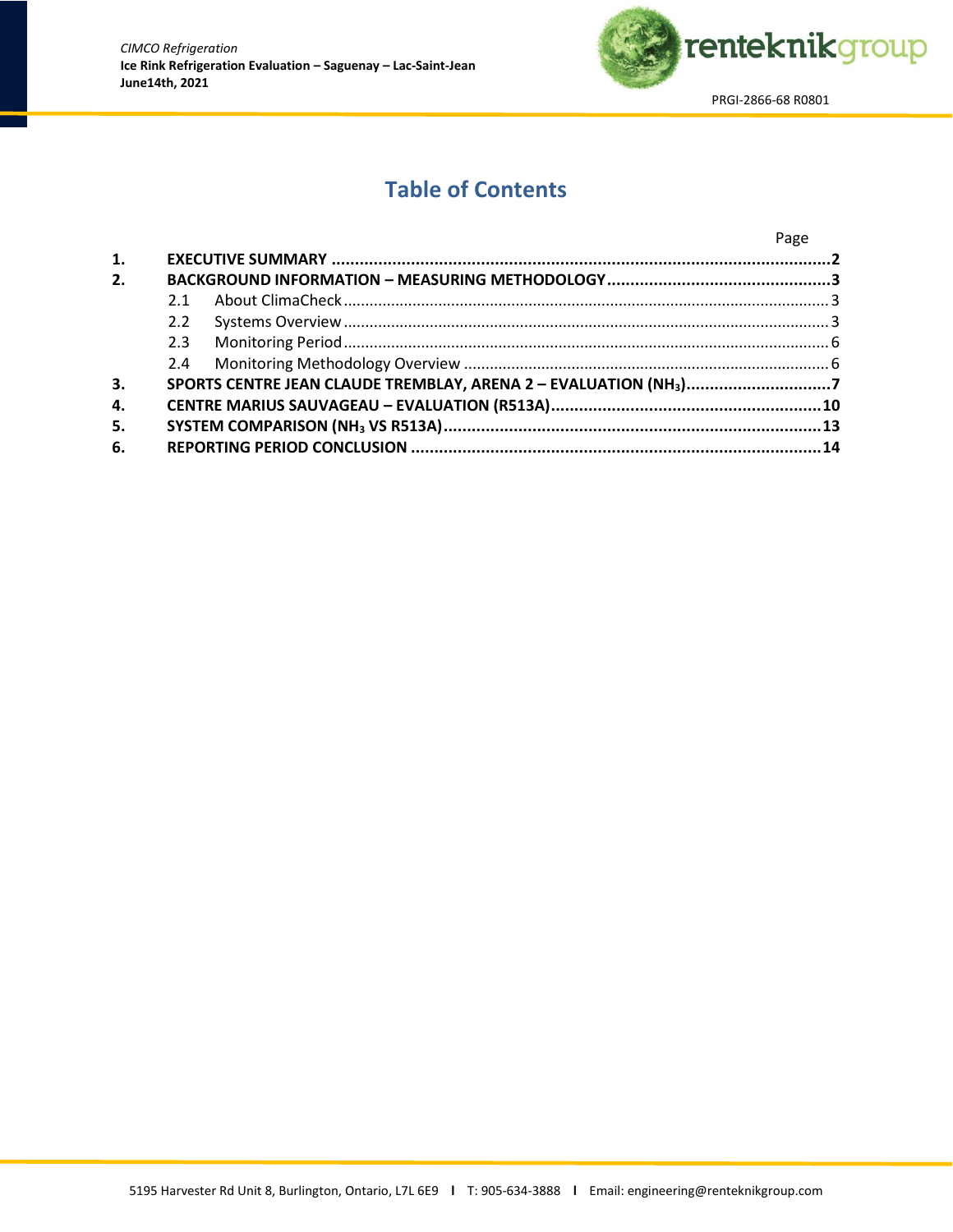# Table of Contents

| | | Page |
|---|---|---|
| **1.** | **EXECUTIVE SUMMARY** | **2** |
| **2.** | **BACKGROUND INFORMATION – MEASURING METHODOLOGY** | **3** |
| | 2.1 About ClimaCheck | 3 |
| | 2.2 Systems Overview | 3 |
| | 2.3 Monitoring Period | 6 |
| | 2.4 Monitoring Methodology Overview | 6 |
| **3.** | **SPORTS CENTRE JEAN CLAUDE TREMBLAY, ARENA 2 – EVALUATION ($NH_3$)** | **7** |
| **4.** | **CENTRE MARIUS SAUVAGEAU – EVALUATION (R513A)** | **10** |
| **5.** | **SYSTEM COMPARISON ($NH_3$ VS R513A)** | **13** |
| **6.** | **REPORTING PERIOD CONCLUSION** | **14** |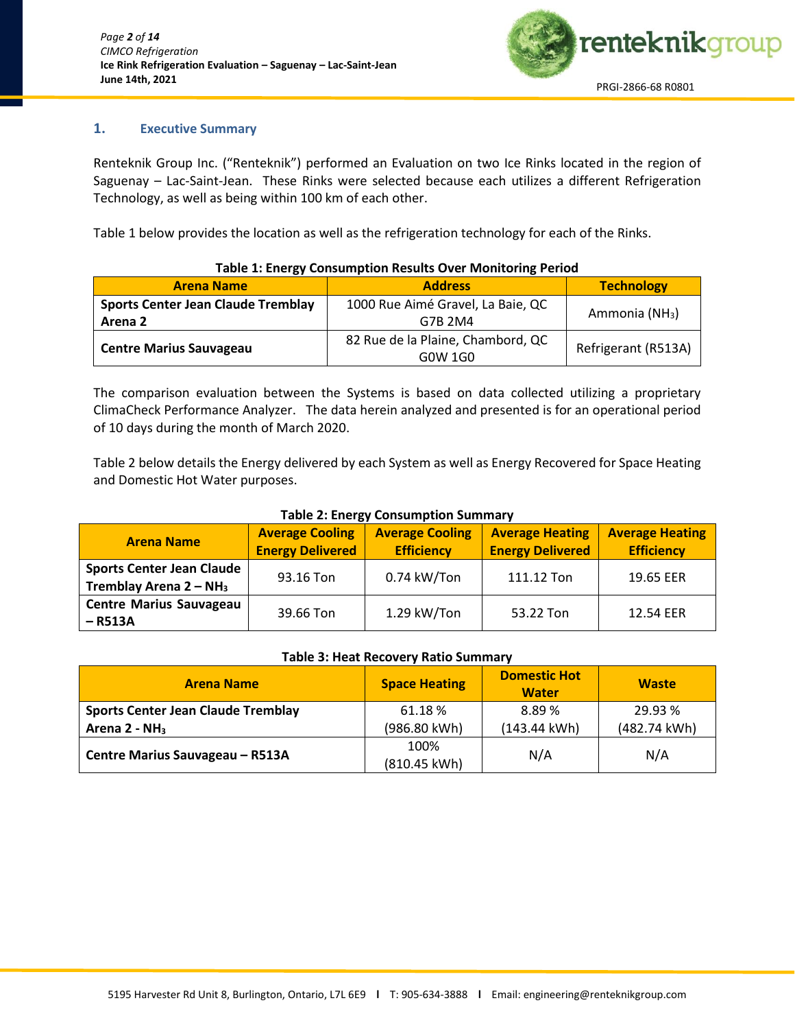## 1. Executive Summary

Renteknik Group Inc. ("Renteknik") performed an Evaluation on two Ice Rinks located in the region of Saguenay – Lac-Saint-Jean. These Rinks were selected because each utilizes a different Refrigeration Technology, as well as being within 100 km of each other.

Table 1 below provides the location as well as the refrigeration technology for each of the Rinks.

**Table 1: Energy Consumption Results Over Monitoring Period**

| Arena Name | Address | Technology |
|---|---|---|
| **Sports Center Jean Claude Tremblay Arena 2** | 1000 Rue Aimé Gravel, La Baie, QC G7B 2M4 | Ammonia ($NH_3$) |
| **Centre Marius Sauvageau** | 82 Rue de la Plaine, Chambord, QC G0W 1G0 | Refrigerant (R513A) |

The comparison evaluation between the Systems is based on data collected utilizing a proprietary ClimaCheck Performance Analyzer. The data herein analyzed and presented is for an operational period of 10 days during the month of March 2020.

Table 2 below details the Energy delivered by each System as well as Energy Recovered for Space Heating and Domestic Hot Water purposes.

**Table 2: Energy Consumption Summary**

| Arena Name | Average Cooling Energy Delivered | Average Cooling Efficiency | Average Heating Energy Delivered | Average Heating Efficiency |
|---|---|---|---|---|
| **Sports Center Jean Claude Tremblay Arena 2 – $NH_3$** | 93.16 Ton | 0.74 kW/Ton | 111.12 Ton | 19.65 EER |
| **Centre Marius Sauvageau – R513A** | 39.66 Ton | 1.29 kW/Ton | 53.22 Ton | 12.54 EER |

**Table 3: Heat Recovery Ratio Summary**

| Arena Name | Space Heating | Domestic Hot Water | Waste |
|---|---|---|---|
| **Sports Center Jean Claude Tremblay Arena 2 - $NH_3$** | 61.18 % (986.80 kWh) | 8.89 % (143.44 kWh) | 29.93 % (482.74 kWh) |
| **Centre Marius Sauvageau – R513A** | 100% (810.45 kWh) | N/A | N/A |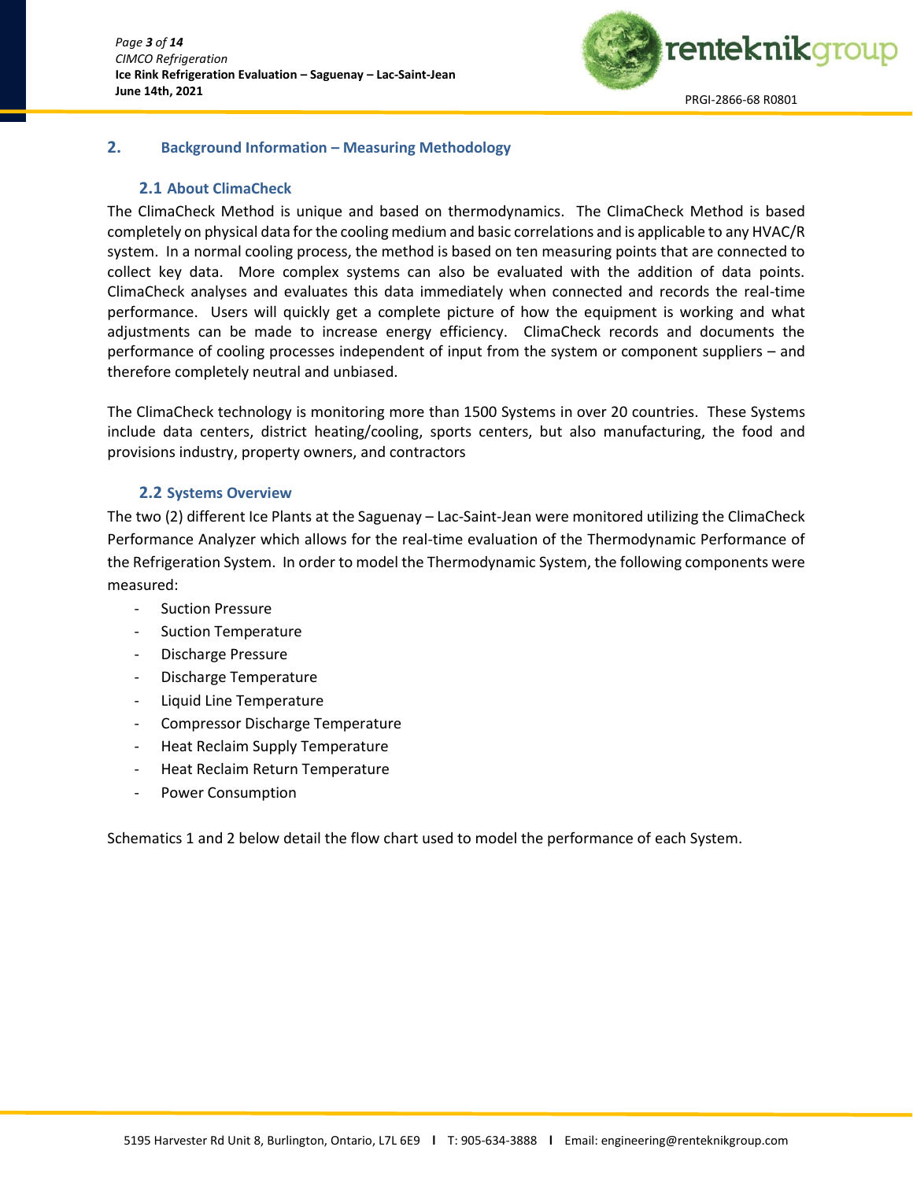## 2. Background Information – Measuring Methodology

### 2.1 About ClimaCheck

The ClimaCheck Method is unique and based on thermodynamics. The ClimaCheck Method is based completely on physical data for the cooling medium and basic correlations and is applicable to any HVAC/R system. In a normal cooling process, the method is based on ten measuring points that are connected to collect key data. More complex systems can also be evaluated with the addition of data points. ClimaCheck analyses and evaluates this data immediately when connected and records the real-time performance. Users will quickly get a complete picture of how the equipment is working and what adjustments can be made to increase energy efficiency. ClimaCheck records and documents the performance of cooling processes independent of input from the system or component suppliers – and therefore completely neutral and unbiased.

The ClimaCheck technology is monitoring more than 1500 Systems in over 20 countries. These Systems include data centers, district heating/cooling, sports centers, but also manufacturing, the food and provisions industry, property owners, and contractors

### 2.2 Systems Overview

The two (2) different Ice Plants at the Saguenay – Lac-Saint-Jean were monitored utilizing the ClimaCheck Performance Analyzer which allows for the real-time evaluation of the Thermodynamic Performance of the Refrigeration System. In order to model the Thermodynamic System, the following components were measured:

- Suction Pressure
- Suction Temperature
- Discharge Pressure
- Discharge Temperature
- Liquid Line Temperature
- Compressor Discharge Temperature
- Heat Reclaim Supply Temperature
- Heat Reclaim Return Temperature
- Power Consumption

Schematics 1 and 2 below detail the flow chart used to model the performance of each System.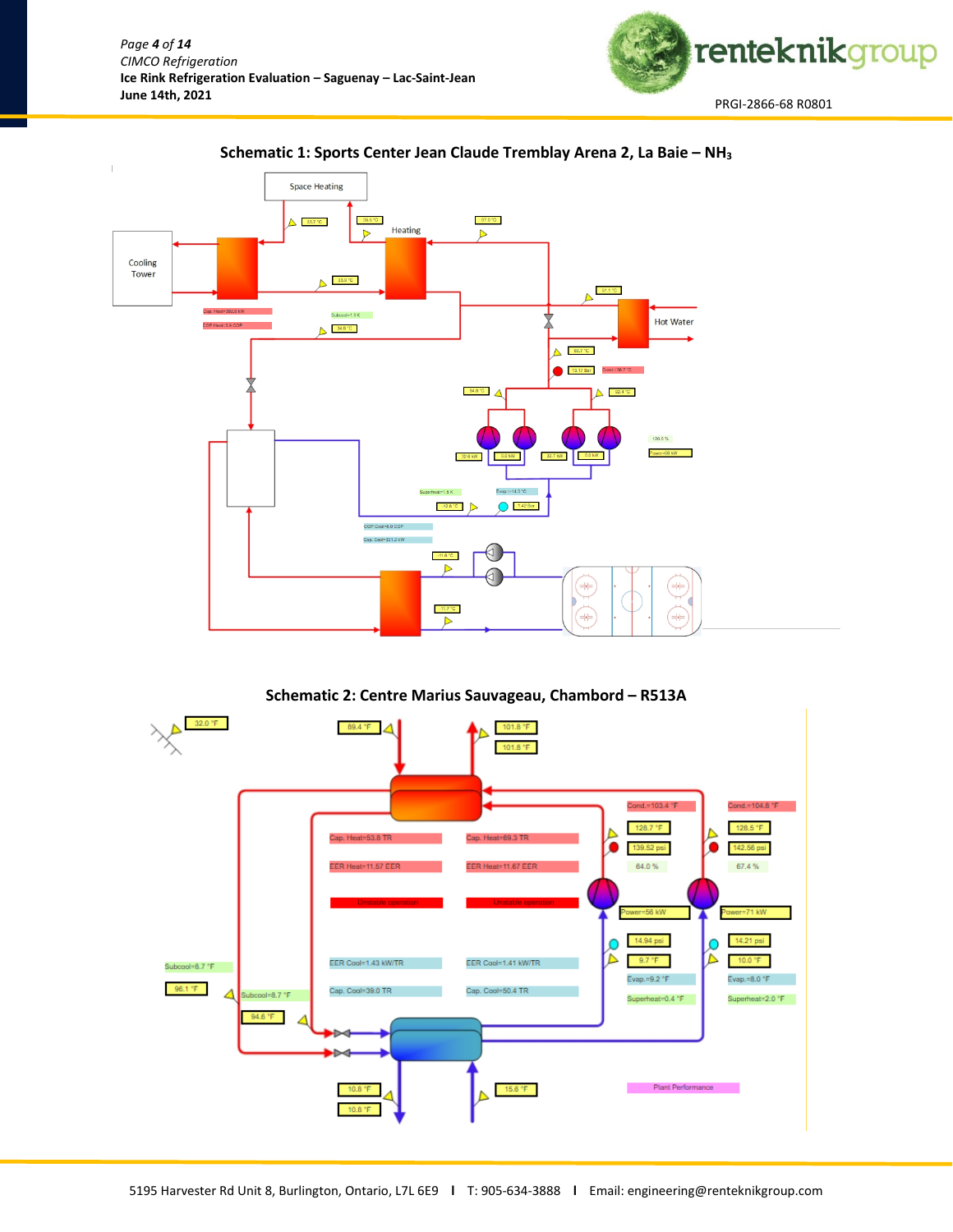**Schematic 1: Sports Center Jean Claude Tremblay Arena 2, La Baie – $NH_3$**

Space Heating

Heating

Cooling Tower

Hot Water

**Schematic 2: Centre Marius Sauvageau, Chambord – R513A**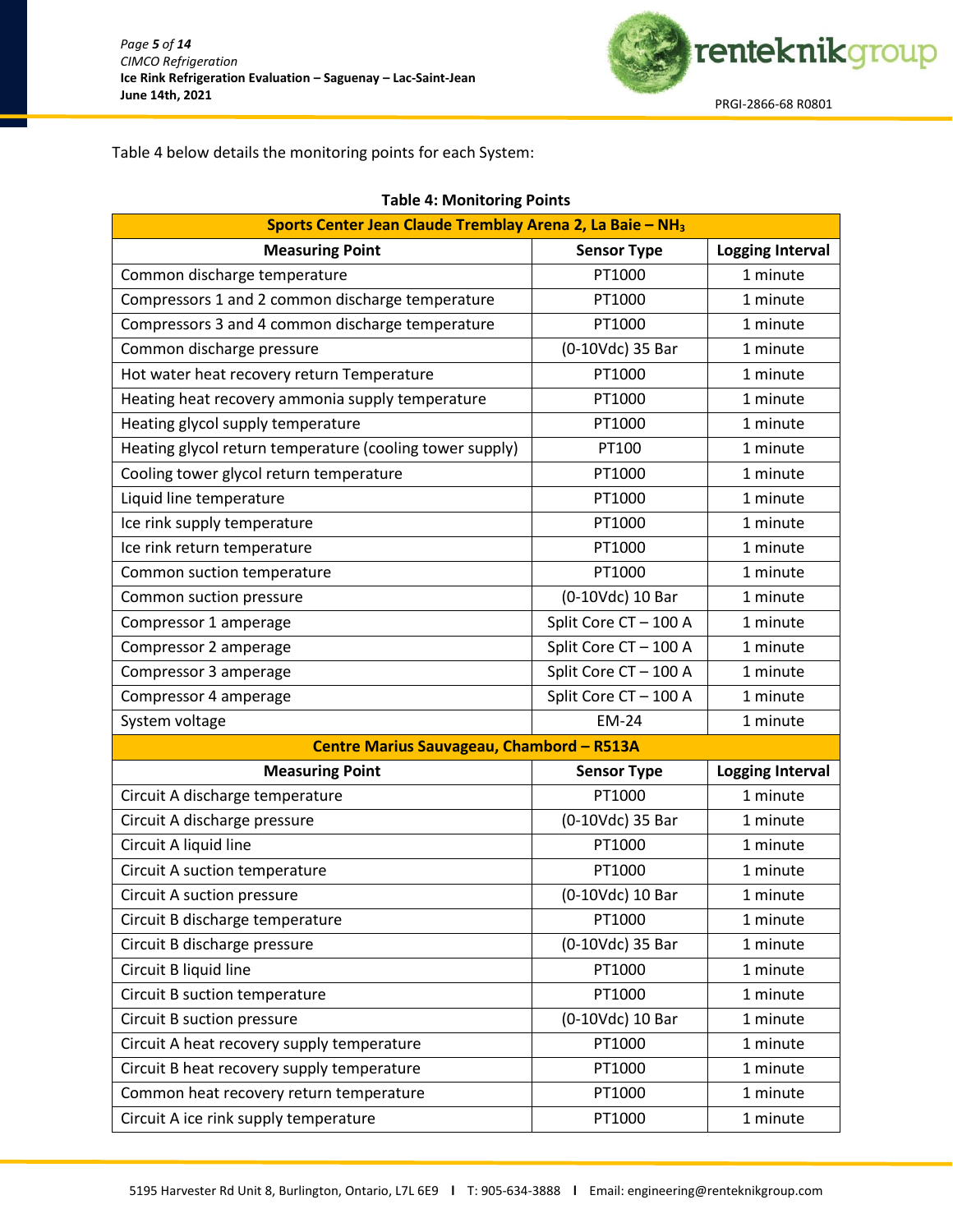Table 4 below details the monitoring points for each System:

**Table 4: Monitoring Points**

| Sports Center Jean Claude Tremblay Arena 2, La Baie – $NH_3$ | | |
|---|---|---|
| **Measuring Point** | **Sensor Type** | **Logging Interval** |
| Common discharge temperature | PT1000 | 1 minute |
| Compressors 1 and 2 common discharge temperature | PT1000 | 1 minute |
| Compressors 3 and 4 common discharge temperature | PT1000 | 1 minute |
| Common discharge pressure | (0-10Vdc) 35 Bar | 1 minute |
| Hot water heat recovery return Temperature | PT1000 | 1 minute |
| Heating heat recovery ammonia supply temperature | PT1000 | 1 minute |
| Heating glycol supply temperature | PT1000 | 1 minute |
| Heating glycol return temperature (cooling tower supply) | PT100 | 1 minute |
| Cooling tower glycol return temperature | PT1000 | 1 minute |
| Liquid line temperature | PT1000 | 1 minute |
| Ice rink supply temperature | PT1000 | 1 minute |
| Ice rink return temperature | PT1000 | 1 minute |
| Common suction temperature | PT1000 | 1 minute |
| Common suction pressure | (0-10Vdc) 10 Bar | 1 minute |
| Compressor 1 amperage | Split Core CT – 100 A | 1 minute |
| Compressor 2 amperage | Split Core CT – 100 A | 1 minute |
| Compressor 3 amperage | Split Core CT – 100 A | 1 minute |
| Compressor 4 amperage | Split Core CT – 100 A | 1 minute |
| System voltage | EM-24 | 1 minute |
| **Centre Marius Sauvageau, Chambord – R513A** | | |
| **Measuring Point** | **Sensor Type** | **Logging Interval** |
| Circuit A discharge temperature | PT1000 | 1 minute |
| Circuit A discharge pressure | (0-10Vdc) 35 Bar | 1 minute |
| Circuit A liquid line | PT1000 | 1 minute |
| Circuit A suction temperature | PT1000 | 1 minute |
| Circuit A suction pressure | (0-10Vdc) 10 Bar | 1 minute |
| Circuit B discharge temperature | PT1000 | 1 minute |
| Circuit B discharge pressure | (0-10Vdc) 35 Bar | 1 minute |
| Circuit B liquid line | PT1000 | 1 minute |
| Circuit B suction temperature | PT1000 | 1 minute |
| Circuit B suction pressure | (0-10Vdc) 10 Bar | 1 minute |
| Circuit A heat recovery supply temperature | PT1000 | 1 minute |
| Circuit B heat recovery supply temperature | PT1000 | 1 minute |
| Common heat recovery return temperature | PT1000 | 1 minute |
| Circuit A ice rink supply temperature | PT1000 | 1 minute |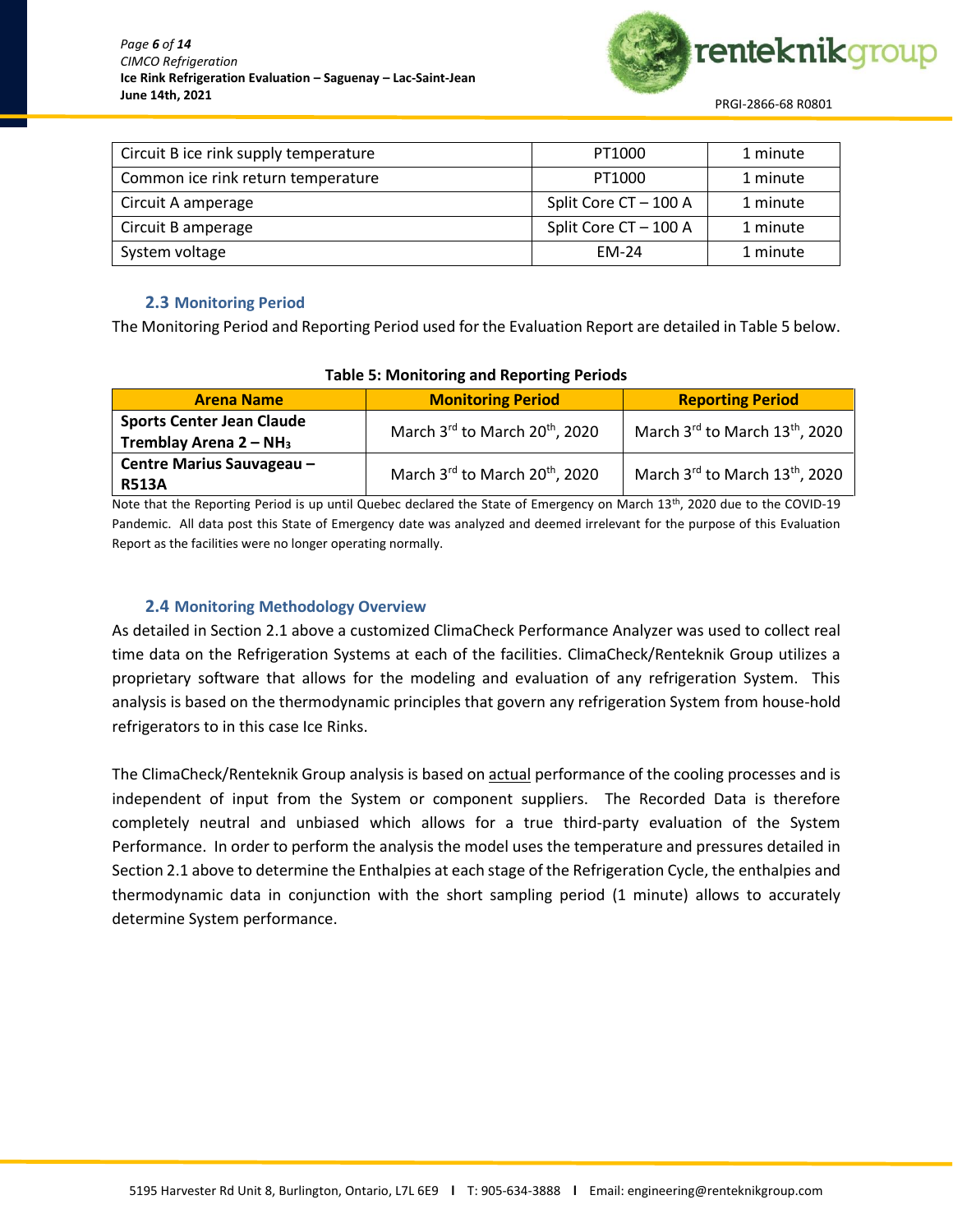| Circuit B ice rink supply temperature | PT1000 | 1 minute |
|---|---|---|
| Common ice rink return temperature | PT1000 | 1 minute |
| Circuit A amperage | Split Core CT – 100 A | 1 minute |
| Circuit B amperage | Split Core CT – 100 A | 1 minute |
| System voltage | EM-24 | 1 minute |

### 2.3 Monitoring Period

The Monitoring Period and Reporting Period used for the Evaluation Report are detailed in Table 5 below.

**Table 5: Monitoring and Reporting Periods**

| Arena Name | Monitoring Period | Reporting Period |
|---|---|---|
| **Sports Center Jean Claude Tremblay Arena 2 – $NH_3$** | March 3rd to March 20th, 2020 | March 3rd to March 13th, 2020 |
| **Centre Marius Sauvageau – R513A** | March 3rd to March 20th, 2020 | March 3rd to March 13th, 2020 |

Note that the Reporting Period is up until Quebec declared the State of Emergency on March 13th, 2020 due to the COVID-19 Pandemic. All data post this State of Emergency date was analyzed and deemed irrelevant for the purpose of this Evaluation Report as the facilities were no longer operating normally.

### 2.4 Monitoring Methodology Overview

As detailed in Section 2.1 above a customized ClimaCheck Performance Analyzer was used to collect real time data on the Refrigeration Systems at each of the facilities. ClimaCheck/Renteknik Group utilizes a proprietary software that allows for the modeling and evaluation of any refrigeration System. This analysis is based on the thermodynamic principles that govern any refrigeration System from house-hold refrigerators to in this case Ice Rinks.

The ClimaCheck/Renteknik Group analysis is based on <u>actual</u> performance of the cooling processes and is independent of input from the System or component suppliers. The Recorded Data is therefore completely neutral and unbiased which allows for a true third-party evaluation of the System Performance. In order to perform the analysis the model uses the temperature and pressures detailed in Section 2.1 above to determine the Enthalpies at each stage of the Refrigeration Cycle, the enthalpies and thermodynamic data in conjunction with the short sampling period (1 minute) allows to accurately determine System performance.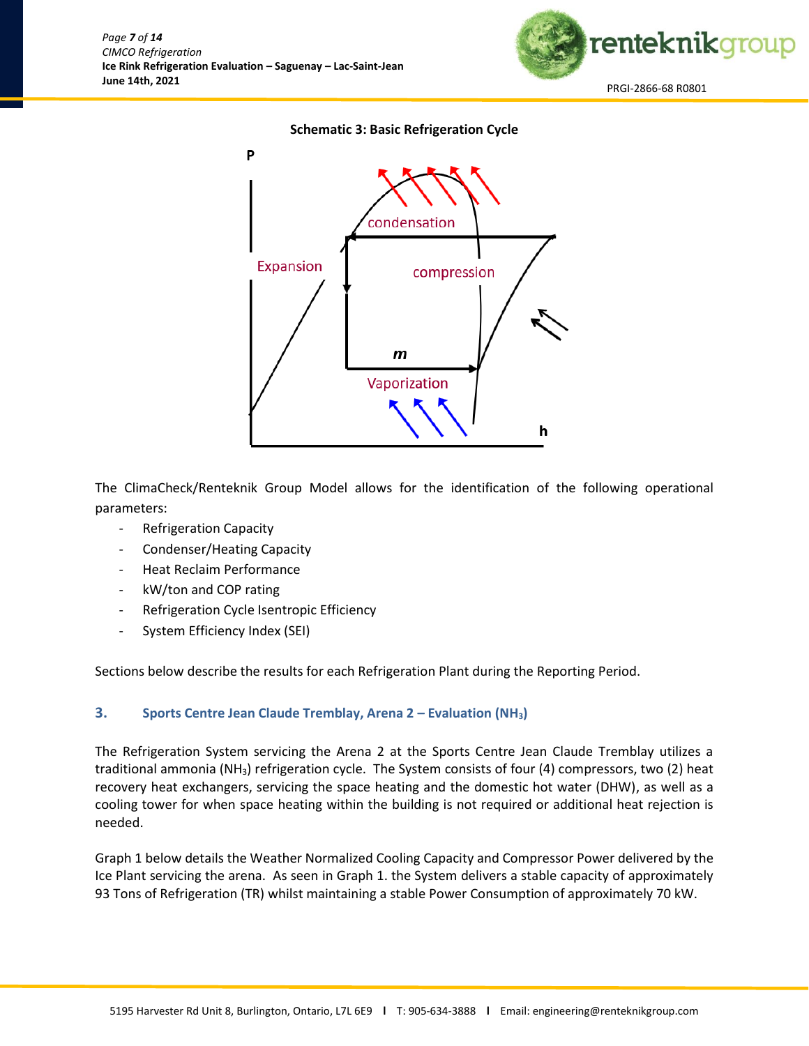**Schematic 3: Basic Refrigeration Cycle**

The ClimaCheck/Renteknik Group Model allows for the identification of the following operational parameters:

- Refrigeration Capacity
- Condenser/Heating Capacity
- Heat Reclaim Performance
- kW/ton and COP rating
- Refrigeration Cycle Isentropic Efficiency
- System Efficiency Index (SEI)

Sections below describe the results for each Refrigeration Plant during the Reporting Period.

## 3. Sports Centre Jean Claude Tremblay, Arena 2 – Evaluation ($NH_3$)

The Refrigeration System servicing the Arena 2 at the Sports Centre Jean Claude Tremblay utilizes a traditional ammonia ($NH_3$) refrigeration cycle. The System consists of four (4) compressors, two (2) heat recovery heat exchangers, servicing the space heating and the domestic hot water (DHW), as well as a cooling tower for when space heating within the building is not required or additional heat rejection is needed.

Graph 1 below details the Weather Normalized Cooling Capacity and Compressor Power delivered by the Ice Plant servicing the arena. As seen in Graph 1. the System delivers a stable capacity of approximately 93 Tons of Refrigeration (TR) whilst maintaining a stable Power Consumption of approximately 70 kW.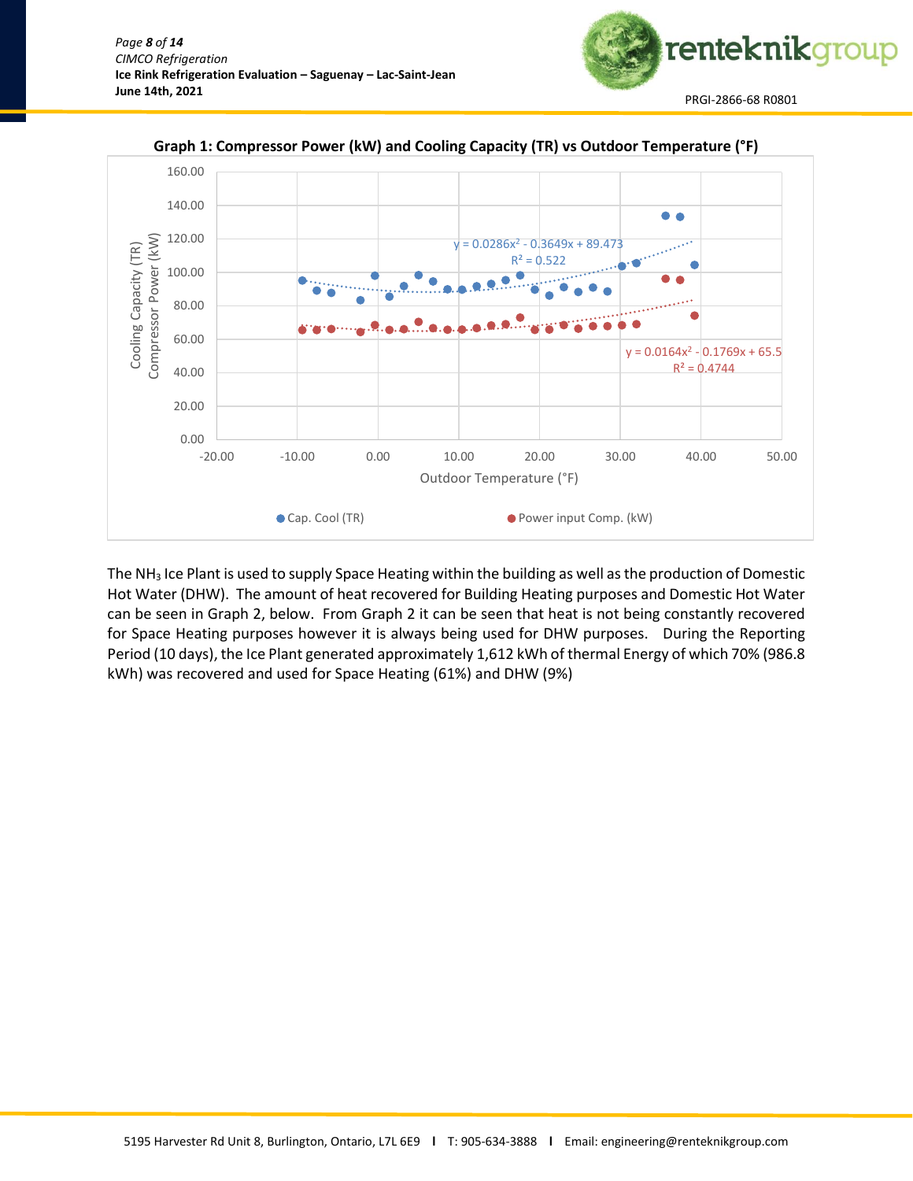**Graph 1: Compressor Power (kW) and Cooling Capacity (TR) vs Outdoor Temperature (°F)**

The $NH_3$ Ice Plant is used to supply Space Heating within the building as well as the production of Domestic Hot Water (DHW). The amount of heat recovered for Building Heating purposes and Domestic Hot Water can be seen in Graph 2, below. From Graph 2 it can be seen that heat is not being constantly recovered for Space Heating purposes however it is always being used for DHW purposes. During the Reporting Period (10 days), the Ice Plant generated approximately 1,612 kWh of thermal Energy of which 70% (986.8 kWh) was recovered and used for Space Heating (61%) and DHW (9%)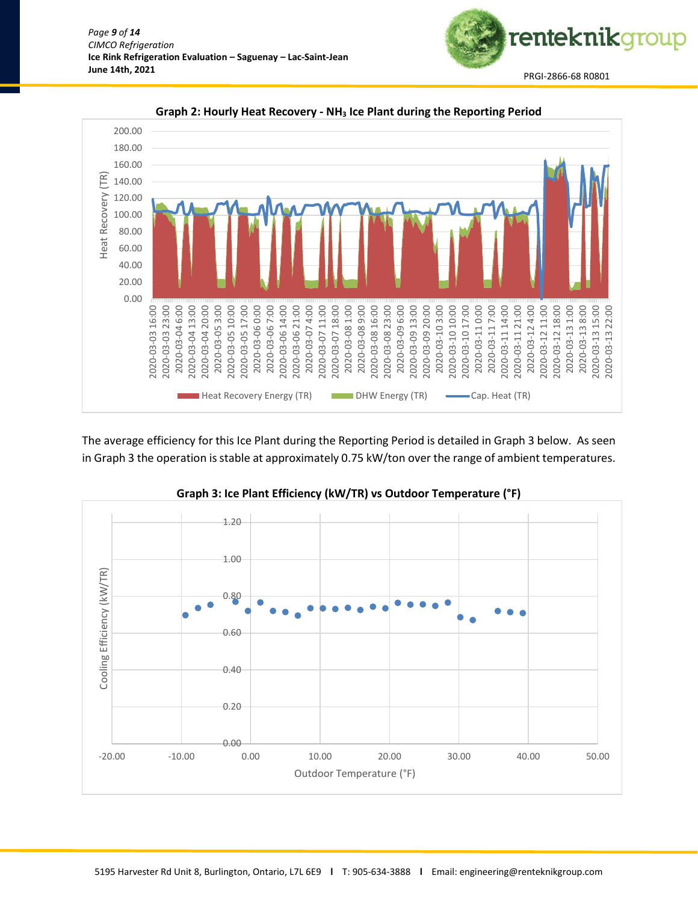**Graph 2: Hourly Heat Recovery - $NH_3$ Ice Plant during the Reporting Period**

The average efficiency for this Ice Plant during the Reporting Period is detailed in Graph 3 below. As seen in Graph 3 the operation is stable at approximately 0.75 kW/ton over the range of ambient temperatures.

**Graph 3: Ice Plant Efficiency (kW/TR) vs Outdoor Temperature (°F)**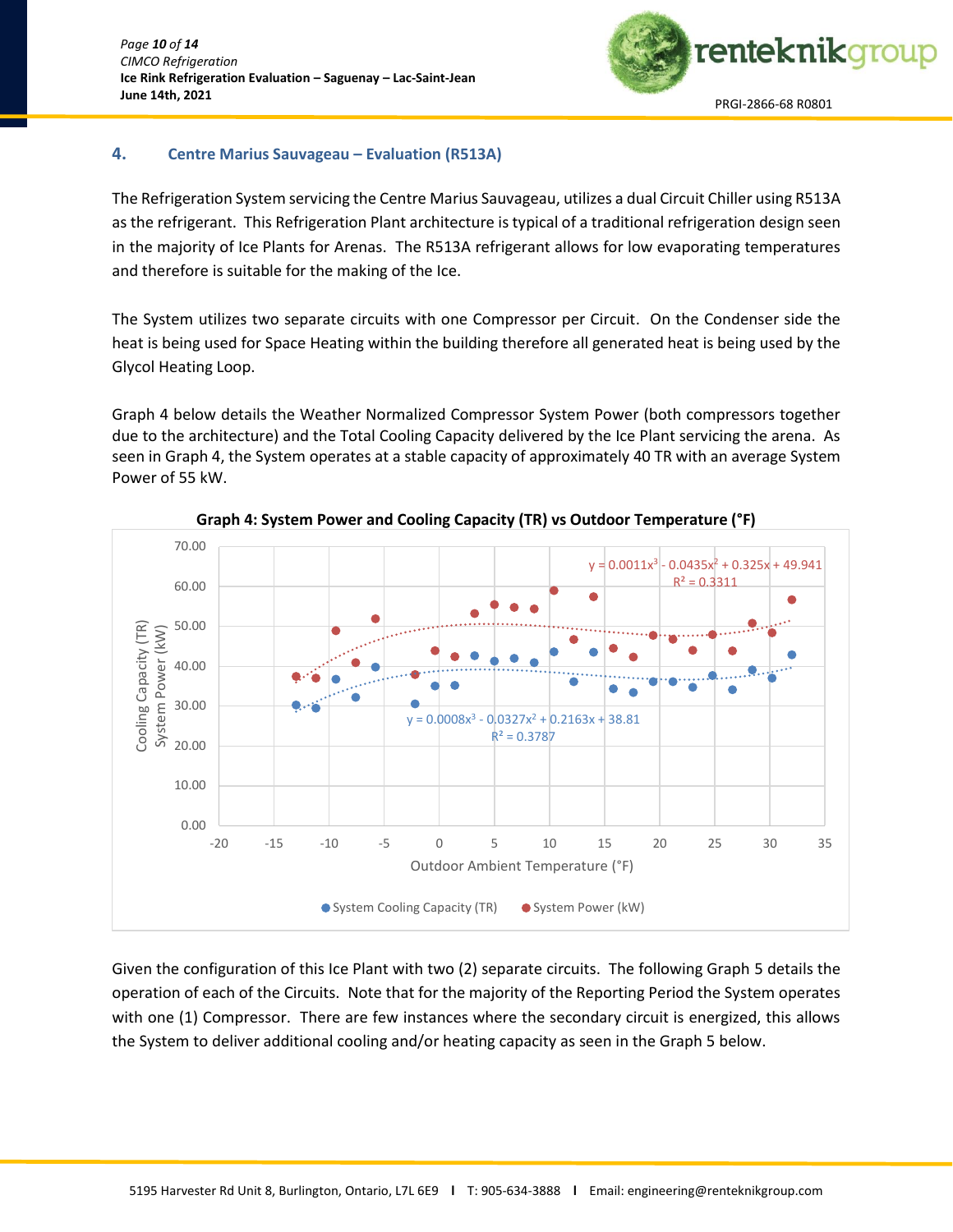## 4. Centre Marius Sauvageau – Evaluation (R513A)

The Refrigeration System servicing the Centre Marius Sauvageau, utilizes a dual Circuit Chiller using R513A as the refrigerant. This Refrigeration Plant architecture is typical of a traditional refrigeration design seen in the majority of Ice Plants for Arenas. The R513A refrigerant allows for low evaporating temperatures and therefore is suitable for the making of the Ice.

The System utilizes two separate circuits with one Compressor per Circuit. On the Condenser side the heat is being used for Space Heating within the building therefore all generated heat is being used by the Glycol Heating Loop.

Graph 4 below details the Weather Normalized Compressor System Power (both compressors together due to the architecture) and the Total Cooling Capacity delivered by the Ice Plant servicing the arena. As seen in Graph 4, the System operates at a stable capacity of approximately 40 TR with an average System Power of 55 kW.

**Graph 4: System Power and Cooling Capacity (TR) vs Outdoor Temperature (°F)**

$y = 0.0011x^3 - 0.0435x^2 + 0.325x + 49.941$
$R^2 = 0.3311$

$y = 0.0008x^3 - 0.0327x^2 + 0.2163x + 38.81$
$R^2 = 0.3787$

Y-axis: Cooling Capacity (TR) / System Power (kW)
X-axis: Outdoor Ambient Temperature (°F)

● System Cooling Capacity (TR) ● System Power (kW)

Given the configuration of this Ice Plant with two (2) separate circuits. The following Graph 5 details the operation of each of the Circuits. Note that for the majority of the Reporting Period the System operates with one (1) Compressor. There are few instances where the secondary circuit is energized, this allows the System to deliver additional cooling and/or heating capacity as seen in the Graph 5 below.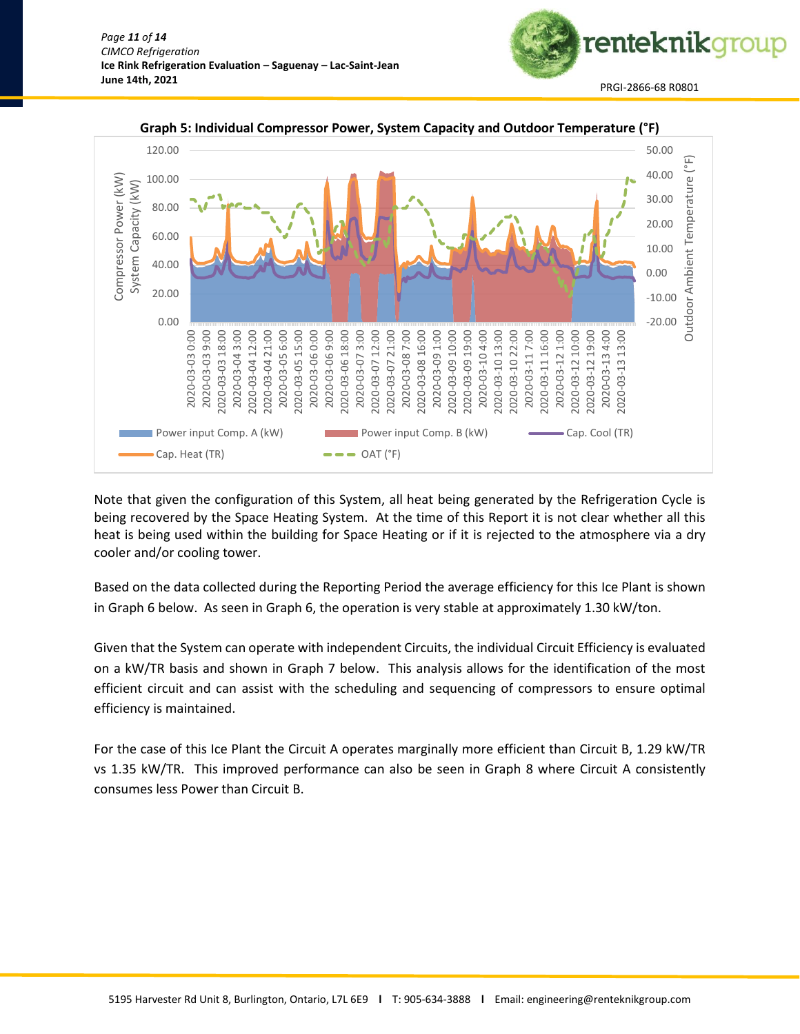**Graph 5: Individual Compressor Power, System Capacity and Outdoor Temperature (°F)**

Note that given the configuration of this System, all heat being generated by the Refrigeration Cycle is being recovered by the Space Heating System. At the time of this Report it is not clear whether all this heat is being used within the building for Space Heating or if it is rejected to the atmosphere via a dry cooler and/or cooling tower.

Based on the data collected during the Reporting Period the average efficiency for this Ice Plant is shown in Graph 6 below. As seen in Graph 6, the operation is very stable at approximately 1.30 kW/ton.

Given that the System can operate with independent Circuits, the individual Circuit Efficiency is evaluated on a kW/TR basis and shown in Graph 7 below. This analysis allows for the identification of the most efficient circuit and can assist with the scheduling and sequencing of compressors to ensure optimal efficiency is maintained.

For the case of this Ice Plant the Circuit A operates marginally more efficient than Circuit B, 1.29 kW/TR vs 1.35 kW/TR. This improved performance can also be seen in Graph 8 where Circuit A consistently consumes less Power than Circuit B.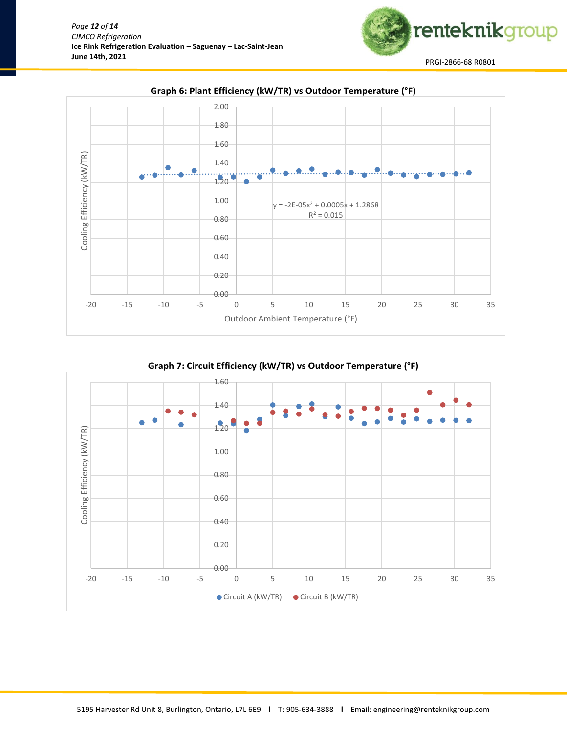### Graph 6: Plant Efficiency (kW/TR) vs Outdoor Temperature (°F)

$y = -2E\text{-}05x^2 + 0.0005x + 1.2868$

$R^2 = 0.015$

Cooling Efficiency (kW/TR)

Outdoor Ambient Temperature (°F)

### Graph 7: Circuit Efficiency (kW/TR) vs Outdoor Temperature (°F)

Cooling Efficiency (kW/TR)

Circuit A (kW/TR) Circuit B (kW/TR)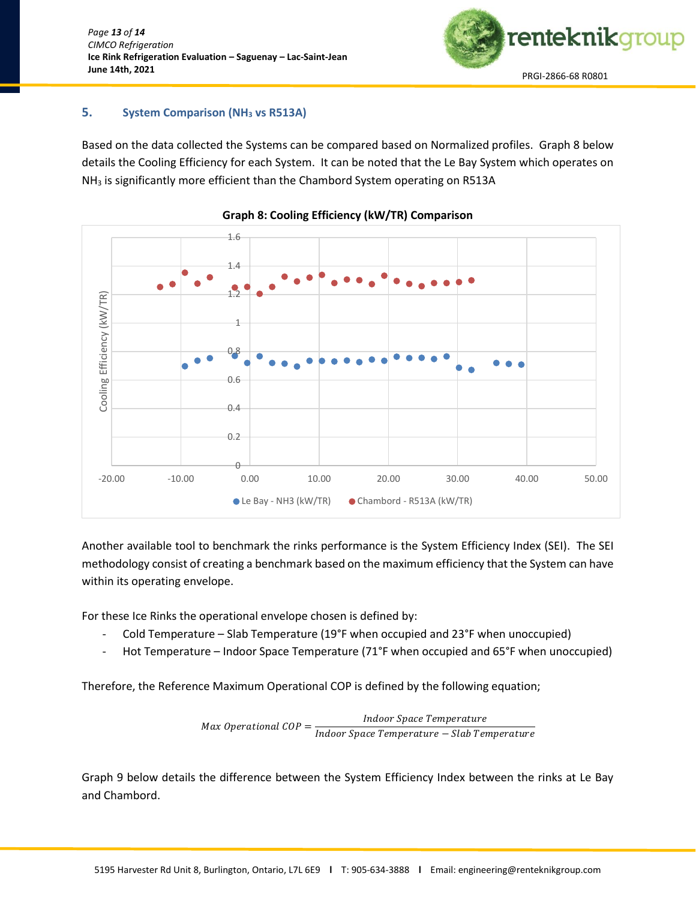## 5. System Comparison ($NH_3$ vs R513A)

Based on the data collected the Systems can be compared based on Normalized profiles. Graph 8 below details the Cooling Efficiency for each System. It can be noted that the Le Bay System which operates on $NH_3$ is significantly more efficient than the Chambord System operating on R513A

**Graph 8: Cooling Efficiency (kW/TR) Comparison**

Another available tool to benchmark the rinks performance is the System Efficiency Index (SEI). The SEI methodology consist of creating a benchmark based on the maximum efficiency that the System can have within its operating envelope.

For these Ice Rinks the operational envelope chosen is defined by:

- Cold Temperature – Slab Temperature (19°F when occupied and 23°F when unoccupied)
- Hot Temperature – Indoor Space Temperature (71°F when occupied and 65°F when unoccupied)

Therefore, the Reference Maximum Operational COP is defined by the following equation;

$$Max\ Operational\ COP = \frac{Indoor\ Space\ Temperature}{Indoor\ Space\ Temperature - Slab\ Temperature}$$

Graph 9 below details the difference between the System Efficiency Index between the rinks at Le Bay and Chambord.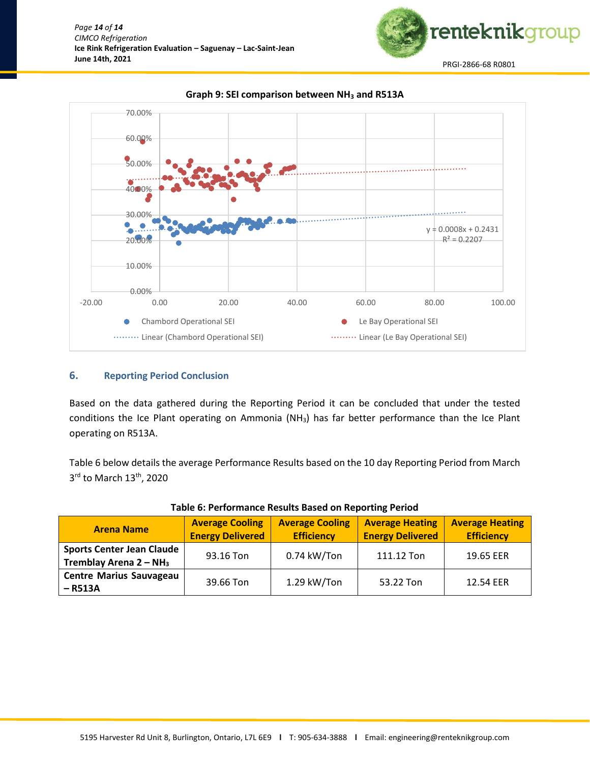**Graph 9: SEI comparison between $NH_3$ and R513A**

70.00%
60.00%
50.00%
40.00%
30.00%
20.00%
10.00%
0.00%

-20.00
0.00
20.00
40.00
60.00
80.00
100.00

$y = 0.0008x + 0.2431$
$R^2 = 0.2207$

Chambord Operational SEI
Le Bay Operational SEI
Linear (Chambord Operational SEI)
Linear (Le Bay Operational SEI)

## 6. Reporting Period Conclusion

Based on the data gathered during the Reporting Period it can be concluded that under the tested conditions the Ice Plant operating on Ammonia ($NH_3$) has far better performance than the Ice Plant operating on R513A.

Table 6 below details the average Performance Results based on the 10 day Reporting Period from March 3rd to March 13th, 2020

**Table 6: Performance Results Based on Reporting Period**

| Arena Name | Average Cooling Energy Delivered | Average Cooling Efficiency | Average Heating Energy Delivered | Average Heating Efficiency |
|---|---|---|---|---|
| **Sports Center Jean Claude Tremblay Arena 2 – $NH_3$** | 93.16 Ton | 0.74 kW/Ton | 111.12 Ton | 19.65 EER |
| **Centre Marius Sauvageau – R513A** | 39.66 Ton | 1.29 kW/Ton | 53.22 Ton | 12.54 EER |